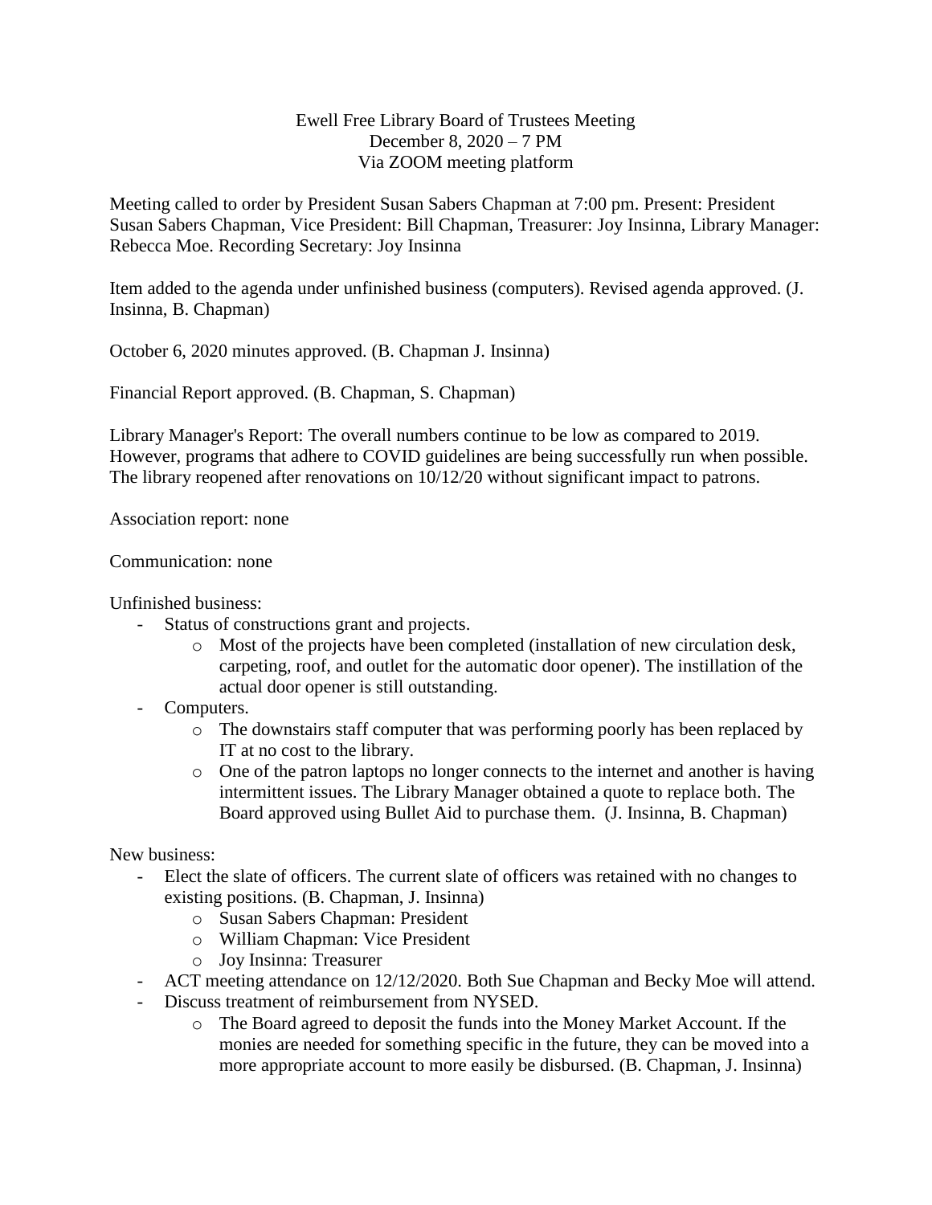Ewell Free Library Board of Trustees Meeting
December 8, 2020 – 7 PM
Via ZOOM meeting platform

Meeting called to order by President Susan Sabers Chapman at 7:00 pm. Present: President Susan Sabers Chapman, Vice President: Bill Chapman, Treasurer: Joy Insinna, Library Manager: Rebecca Moe. Recording Secretary: Joy Insinna

Item added to the agenda under unfinished business (computers). Revised agenda approved. (J. Insinna, B. Chapman)

October 6, 2020 minutes approved. (B. Chapman J. Insinna)

Financial Report approved. (B. Chapman, S. Chapman)

Library Manager's Report: The overall numbers continue to be low as compared to 2019. However, programs that adhere to COVID guidelines are being successfully run when possible. The library reopened after renovations on 10/12/20 without significant impact to patrons.

Association report: none

Communication: none

Unfinished business:

- Status of constructions grant and projects.
  - Most of the projects have been completed (installation of new circulation desk, carpeting, roof, and outlet for the automatic door opener). The instillation of the actual door opener is still outstanding.
- Computers.
  - The downstairs staff computer that was performing poorly has been replaced by IT at no cost to the library.
  - One of the patron laptops no longer connects to the internet and another is having intermittent issues. The Library Manager obtained a quote to replace both. The Board approved using Bullet Aid to purchase them. (J. Insinna, B. Chapman)

New business:

- Elect the slate of officers. The current slate of officers was retained with no changes to existing positions. (B. Chapman, J. Insinna)
  - Susan Sabers Chapman: President
  - William Chapman: Vice President
  - Joy Insinna: Treasurer
- ACT meeting attendance on 12/12/2020. Both Sue Chapman and Becky Moe will attend.
- Discuss treatment of reimbursement from NYSED.
  - The Board agreed to deposit the funds into the Money Market Account. If the monies are needed for something specific in the future, they can be moved into a more appropriate account to more easily be disbursed. (B. Chapman, J. Insinna)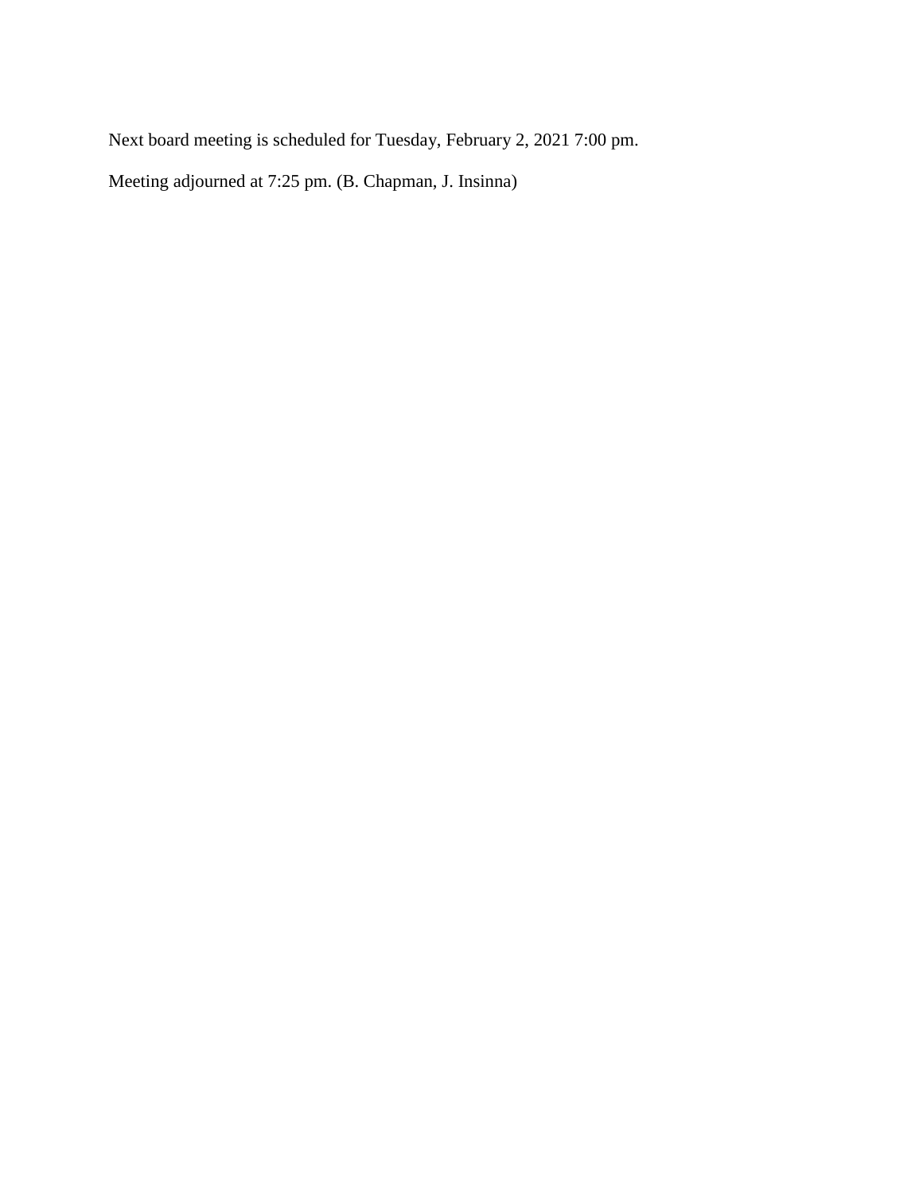Next board meeting is scheduled for Tuesday, February 2, 2021 7:00 pm.

Meeting adjourned at 7:25 pm. (B. Chapman, J. Insinna)